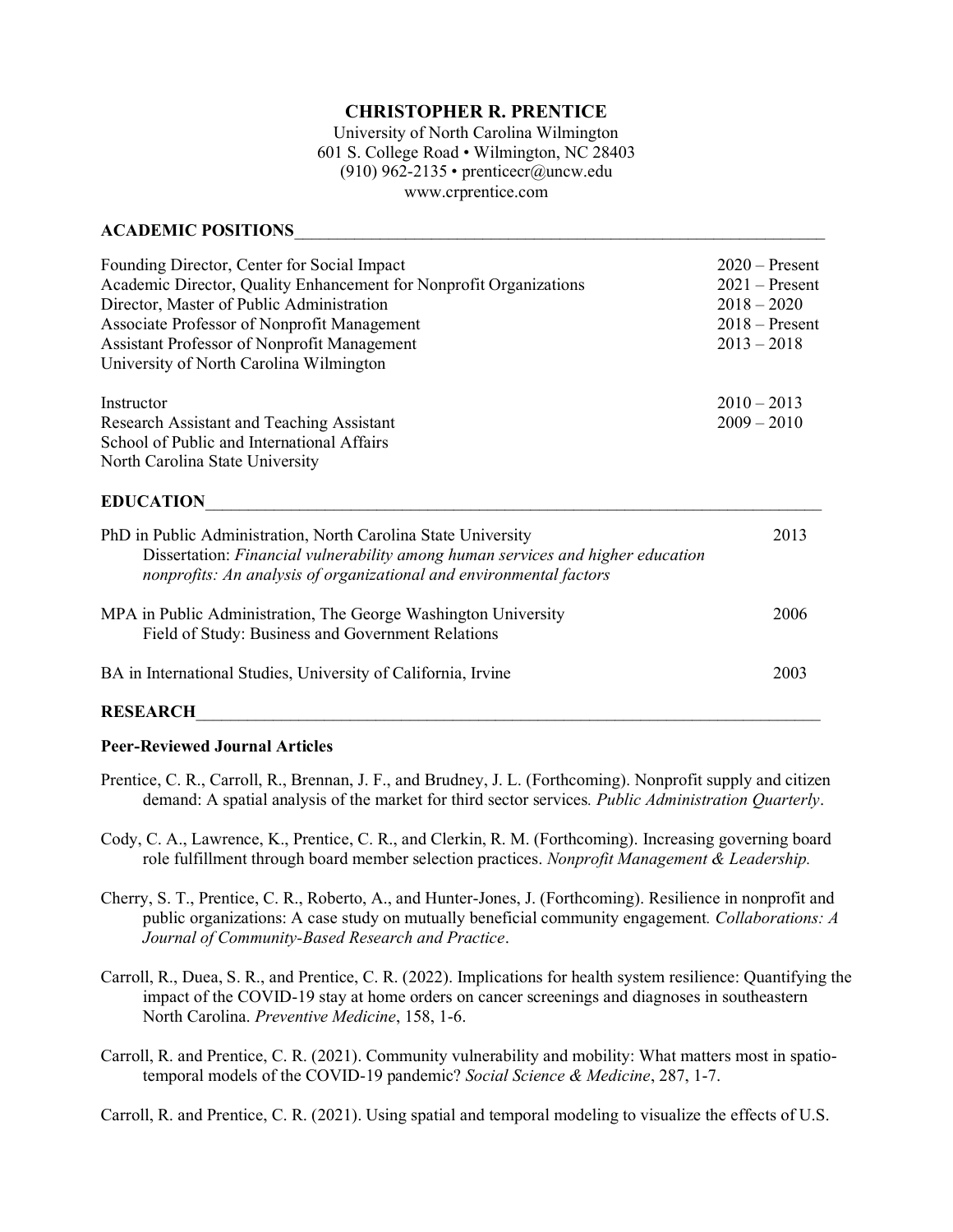# CHRISTOPHER R. PRENTICE

University of North Carolina Wilmington
601 S. College Road • Wilmington, NC 28403
(910) 962-2135 • prenticecr@uncw.edu
www.crprentice.com

## ACADEMIC POSITIONS

| | |
|---|---|
| Founding Director, Center for Social Impact | 2020 – Present |
| Academic Director, Quality Enhancement for Nonprofit Organizations | 2021 – Present |
| Director, Master of Public Administration | 2018 – 2020 |
| Associate Professor of Nonprofit Management | 2018 – Present |
| Assistant Professor of Nonprofit Management | 2013 – 2018 |
| University of North Carolina Wilmington | |

| | |
|---|---|
| Instructor | 2010 – 2013 |
| Research Assistant and Teaching Assistant | 2009 – 2010 |
| School of Public and International Affairs | |
| North Carolina State University | |

## EDUCATION

PhD in Public Administration, North Carolina State University — 2013
  Dissertation: *Financial vulnerability among human services and higher education nonprofits: An analysis of organizational and environmental factors*

MPA in Public Administration, The George Washington University — 2006
  Field of Study: Business and Government Relations

BA in International Studies, University of California, Irvine — 2003

## RESEARCH

### Peer-Reviewed Journal Articles

Prentice, C. R., Carroll, R., Brennan, J. F., and Brudney, J. L. (Forthcoming). Nonprofit supply and citizen demand: A spatial analysis of the market for third sector services. *Public Administration Quarterly*.

Cody, C. A., Lawrence, K., Prentice, C. R., and Clerkin, R. M. (Forthcoming). Increasing governing board role fulfillment through board member selection practices. *Nonprofit Management & Leadership.*

Cherry, S. T., Prentice, C. R., Roberto, A., and Hunter-Jones, J. (Forthcoming). Resilience in nonprofit and public organizations: A case study on mutually beneficial community engagement. *Collaborations: A Journal of Community-Based Research and Practice*.

Carroll, R., Duea, S. R., and Prentice, C. R. (2022). Implications for health system resilience: Quantifying the impact of the COVID-19 stay at home orders on cancer screenings and diagnoses in southeastern North Carolina. *Preventive Medicine*, 158, 1-6.

Carroll, R. and Prentice, C. R. (2021). Community vulnerability and mobility: What matters most in spatio-temporal models of the COVID-19 pandemic? *Social Science & Medicine*, 287, 1-7.

Carroll, R. and Prentice, C. R. (2021). Using spatial and temporal modeling to visualize the effects of U.S.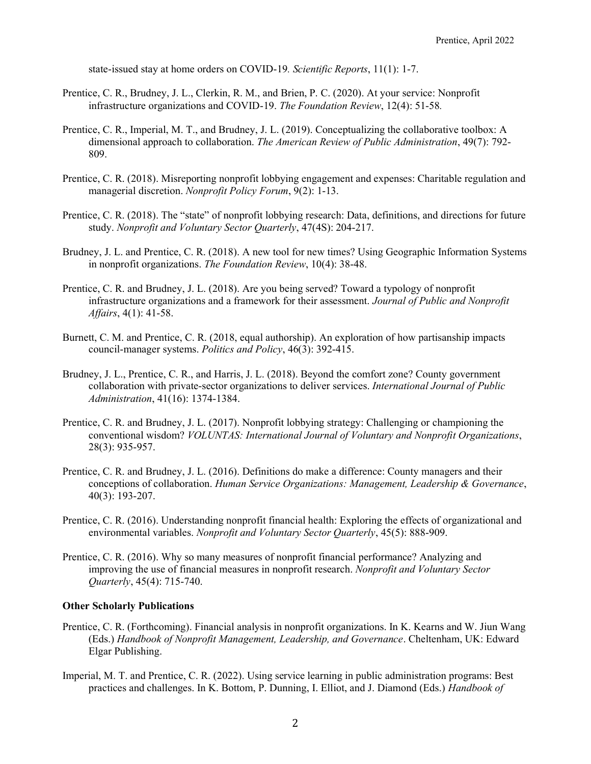state-issued stay at home orders on COVID-19*. Scientific Reports*, 11(1): 1-7.

Prentice, C. R., Brudney, J. L., Clerkin, R. M., and Brien, P. C. (2020). At your service: Nonprofit infrastructure organizations and COVID-19. *The Foundation Review*, 12(4): 51-58.

Prentice, C. R., Imperial, M. T., and Brudney, J. L. (2019). Conceptualizing the collaborative toolbox: A dimensional approach to collaboration. *The American Review of Public Administration*, 49(7): 792-809.

Prentice, C. R. (2018). Misreporting nonprofit lobbying engagement and expenses: Charitable regulation and managerial discretion. *Nonprofit Policy Forum*, 9(2): 1-13.

Prentice, C. R. (2018). The "state" of nonprofit lobbying research: Data, definitions, and directions for future study. *Nonprofit and Voluntary Sector Quarterly*, 47(4S): 204-217.

Brudney, J. L. and Prentice, C. R. (2018). A new tool for new times? Using Geographic Information Systems in nonprofit organizations. *The Foundation Review*, 10(4): 38-48.

Prentice, C. R. and Brudney, J. L. (2018). Are you being served? Toward a typology of nonprofit infrastructure organizations and a framework for their assessment. *Journal of Public and Nonprofit Affairs*, 4(1): 41-58.

Burnett, C. M. and Prentice, C. R. (2018, equal authorship). An exploration of how partisanship impacts council-manager systems. *Politics and Policy*, 46(3): 392-415.

Brudney, J. L., Prentice, C. R., and Harris, J. L. (2018). Beyond the comfort zone? County government collaboration with private-sector organizations to deliver services. *International Journal of Public Administration*, 41(16): 1374-1384.

Prentice, C. R. and Brudney, J. L. (2017). Nonprofit lobbying strategy: Challenging or championing the conventional wisdom? *VOLUNTAS: International Journal of Voluntary and Nonprofit Organizations*, 28(3): 935-957.

Prentice, C. R. and Brudney, J. L. (2016). Definitions do make a difference: County managers and their conceptions of collaboration. *Human Service Organizations: Management, Leadership & Governance*, 40(3): 193-207.

Prentice, C. R. (2016). Understanding nonprofit financial health: Exploring the effects of organizational and environmental variables. *Nonprofit and Voluntary Sector Quarterly*, 45(5): 888-909.

Prentice, C. R. (2016). Why so many measures of nonprofit financial performance? Analyzing and improving the use of financial measures in nonprofit research. *Nonprofit and Voluntary Sector Quarterly*, 45(4): 715-740.

**Other Scholarly Publications**

Prentice, C. R. (Forthcoming). Financial analysis in nonprofit organizations. In K. Kearns and W. Jiun Wang (Eds.) *Handbook of Nonprofit Management, Leadership, and Governance*. Cheltenham, UK: Edward Elgar Publishing.

Imperial, M. T. and Prentice, C. R. (2022). Using service learning in public administration programs: Best practices and challenges. In K. Bottom, P. Dunning, I. Elliot, and J. Diamond (Eds.) *Handbook of*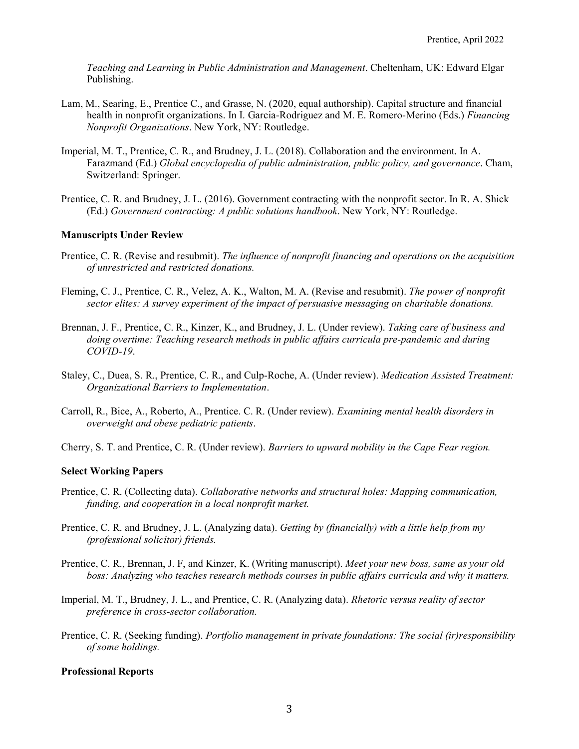*Teaching and Learning in Public Administration and Management*. Cheltenham, UK: Edward Elgar Publishing.

Lam, M., Searing, E., Prentice C., and Grasse, N. (2020, equal authorship). Capital structure and financial health in nonprofit organizations. In I. Garcia-Rodriguez and M. E. Romero-Merino (Eds.) *Financing Nonprofit Organizations*. New York, NY: Routledge.

Imperial, M. T., Prentice, C. R., and Brudney, J. L. (2018). Collaboration and the environment. In A. Farazmand (Ed.) *Global encyclopedia of public administration, public policy, and governance*. Cham, Switzerland: Springer.

Prentice, C. R. and Brudney, J. L. (2016). Government contracting with the nonprofit sector. In R. A. Shick (Ed.) *Government contracting: A public solutions handbook*. New York, NY: Routledge.

**Manuscripts Under Review**

Prentice, C. R. (Revise and resubmit). *The influence of nonprofit financing and operations on the acquisition of unrestricted and restricted donations.*

Fleming, C. J., Prentice, C. R., Velez, A. K., Walton, M. A. (Revise and resubmit). *The power of nonprofit sector elites: A survey experiment of the impact of persuasive messaging on charitable donations.*

Brennan, J. F., Prentice, C. R., Kinzer, K., and Brudney, J. L. (Under review). *Taking care of business and doing overtime: Teaching research methods in public affairs curricula pre-pandemic and during COVID-19*.

Staley, C., Duea, S. R., Prentice, C. R., and Culp-Roche, A. (Under review). *Medication Assisted Treatment: Organizational Barriers to Implementation*.

Carroll, R., Bice, A., Roberto, A., Prentice. C. R. (Under review). *Examining mental health disorders in overweight and obese pediatric patients*.

Cherry, S. T. and Prentice, C. R. (Under review). *Barriers to upward mobility in the Cape Fear region.*

**Select Working Papers**

Prentice, C. R. (Collecting data). *Collaborative networks and structural holes: Mapping communication, funding, and cooperation in a local nonprofit market.*

Prentice, C. R. and Brudney, J. L. (Analyzing data). *Getting by (financially) with a little help from my (professional solicitor) friends.*

Prentice, C. R., Brennan, J. F, and Kinzer, K. (Writing manuscript). *Meet your new boss, same as your old boss: Analyzing who teaches research methods courses in public affairs curricula and why it matters.*

Imperial, M. T., Brudney, J. L., and Prentice, C. R. (Analyzing data). *Rhetoric versus reality of sector preference in cross-sector collaboration.*

Prentice, C. R. (Seeking funding). *Portfolio management in private foundations: The social (ir)responsibility of some holdings.*

**Professional Reports**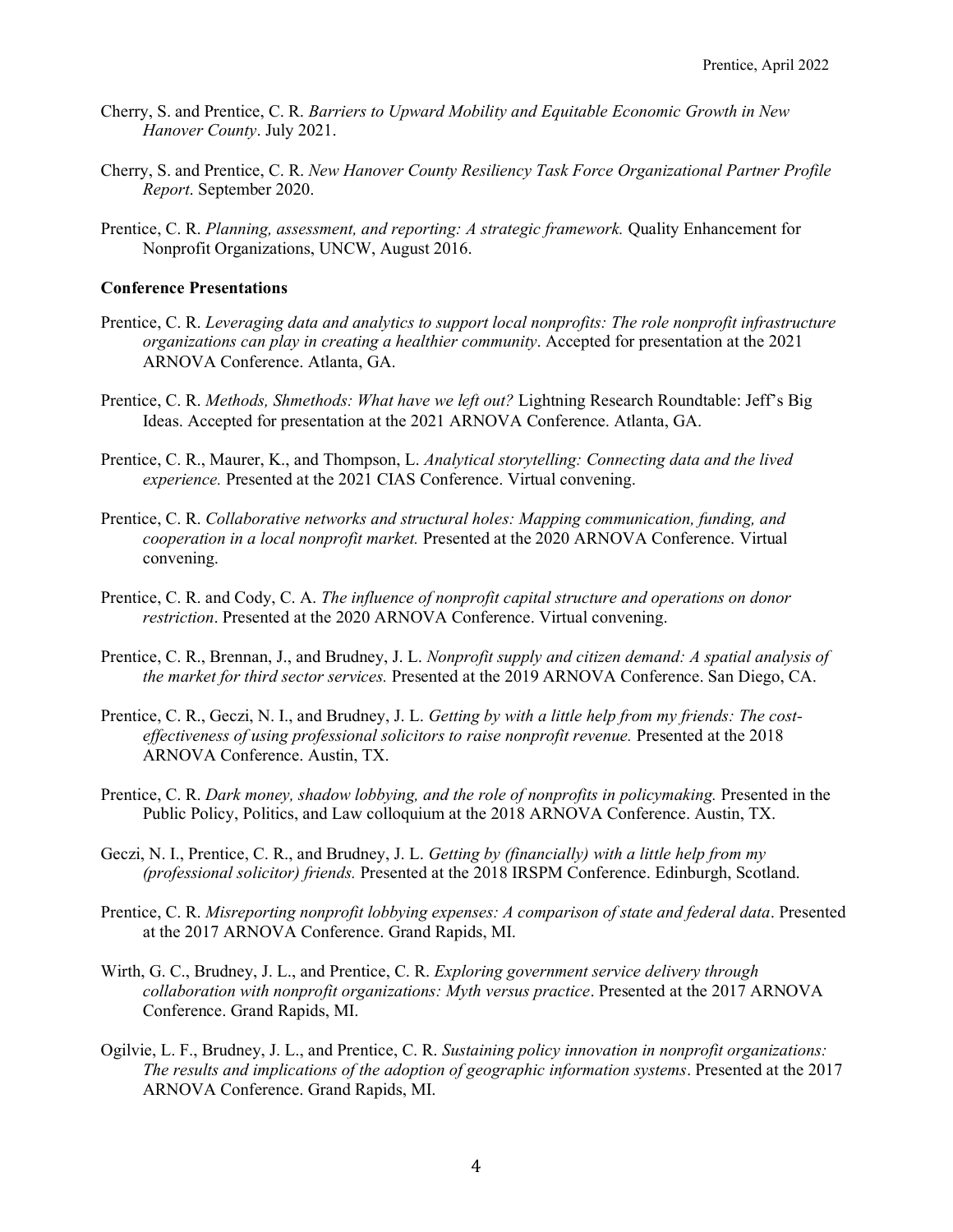Cherry, S. and Prentice, C. R. *Barriers to Upward Mobility and Equitable Economic Growth in New Hanover County*. July 2021.

Cherry, S. and Prentice, C. R. *New Hanover County Resiliency Task Force Organizational Partner Profile Report*. September 2020.

Prentice, C. R. *Planning, assessment, and reporting: A strategic framework.* Quality Enhancement for Nonprofit Organizations, UNCW, August 2016.

**Conference Presentations**

Prentice, C. R. *Leveraging data and analytics to support local nonprofits: The role nonprofit infrastructure organizations can play in creating a healthier community*. Accepted for presentation at the 2021 ARNOVA Conference. Atlanta, GA.

Prentice, C. R. *Methods, Shmethods: What have we left out?* Lightning Research Roundtable: Jeff's Big Ideas. Accepted for presentation at the 2021 ARNOVA Conference. Atlanta, GA.

Prentice, C. R., Maurer, K., and Thompson, L. *Analytical storytelling: Connecting data and the lived experience.* Presented at the 2021 CIAS Conference. Virtual convening.

Prentice, C. R. *Collaborative networks and structural holes: Mapping communication, funding, and cooperation in a local nonprofit market.* Presented at the 2020 ARNOVA Conference. Virtual convening.

Prentice, C. R. and Cody, C. A. *The influence of nonprofit capital structure and operations on donor restriction*. Presented at the 2020 ARNOVA Conference. Virtual convening.

Prentice, C. R., Brennan, J., and Brudney, J. L. *Nonprofit supply and citizen demand: A spatial analysis of the market for third sector services.* Presented at the 2019 ARNOVA Conference. San Diego, CA.

Prentice, C. R., Geczi, N. I., and Brudney, J. L. *Getting by with a little help from my friends: The cost-effectiveness of using professional solicitors to raise nonprofit revenue.* Presented at the 2018 ARNOVA Conference. Austin, TX.

Prentice, C. R. *Dark money, shadow lobbying, and the role of nonprofits in policymaking.* Presented in the Public Policy, Politics, and Law colloquium at the 2018 ARNOVA Conference. Austin, TX.

Geczi, N. I., Prentice, C. R., and Brudney, J. L. *Getting by (financially) with a little help from my (professional solicitor) friends.* Presented at the 2018 IRSPM Conference. Edinburgh, Scotland.

Prentice, C. R. *Misreporting nonprofit lobbying expenses: A comparison of state and federal data*. Presented at the 2017 ARNOVA Conference. Grand Rapids, MI.

Wirth, G. C., Brudney, J. L., and Prentice, C. R. *Exploring government service delivery through collaboration with nonprofit organizations: Myth versus practice*. Presented at the 2017 ARNOVA Conference. Grand Rapids, MI.

Ogilvie, L. F., Brudney, J. L., and Prentice, C. R. *Sustaining policy innovation in nonprofit organizations: The results and implications of the adoption of geographic information systems*. Presented at the 2017 ARNOVA Conference. Grand Rapids, MI.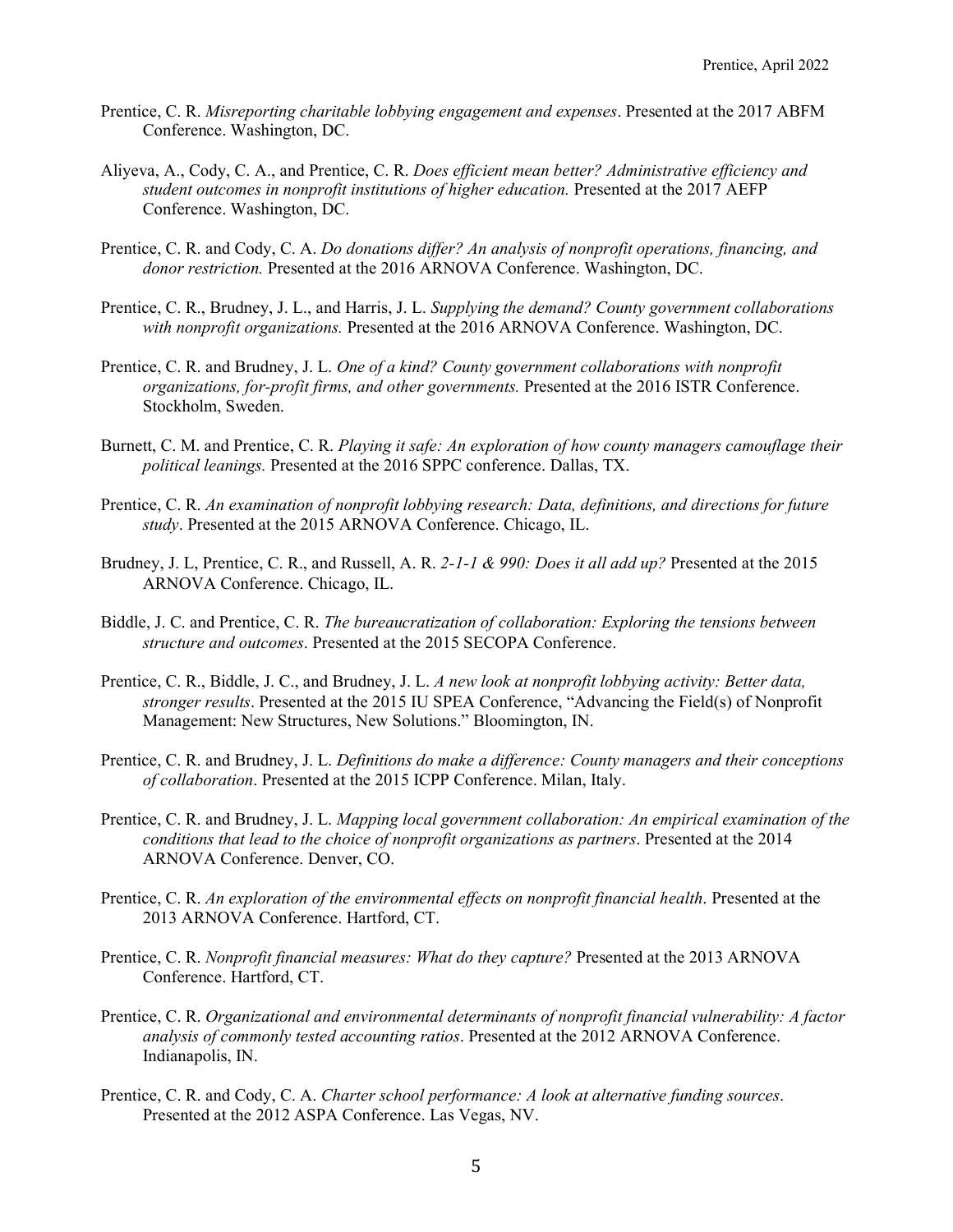Prentice, C. R. *Misreporting charitable lobbying engagement and expenses*. Presented at the 2017 ABFM Conference. Washington, DC.

Aliyeva, A., Cody, C. A., and Prentice, C. R. *Does efficient mean better? Administrative efficiency and student outcomes in nonprofit institutions of higher education.* Presented at the 2017 AEFP Conference. Washington, DC.

Prentice, C. R. and Cody, C. A. *Do donations differ? An analysis of nonprofit operations, financing, and donor restriction.* Presented at the 2016 ARNOVA Conference. Washington, DC.

Prentice, C. R., Brudney, J. L., and Harris, J. L. *Supplying the demand? County government collaborations with nonprofit organizations.* Presented at the 2016 ARNOVA Conference. Washington, DC.

Prentice, C. R. and Brudney, J. L. *One of a kind? County government collaborations with nonprofit organizations, for-profit firms, and other governments.* Presented at the 2016 ISTR Conference. Stockholm, Sweden.

Burnett, C. M. and Prentice, C. R. *Playing it safe: An exploration of how county managers camouflage their political leanings.* Presented at the 2016 SPPC conference. Dallas, TX.

Prentice, C. R. *An examination of nonprofit lobbying research: Data, definitions, and directions for future study*. Presented at the 2015 ARNOVA Conference. Chicago, IL.

Brudney, J. L, Prentice, C. R., and Russell, A. R. *2-1-1 & 990: Does it all add up?* Presented at the 2015 ARNOVA Conference. Chicago, IL.

Biddle, J. C. and Prentice, C. R. *The bureaucratization of collaboration: Exploring the tensions between structure and outcomes*. Presented at the 2015 SECOPA Conference.

Prentice, C. R., Biddle, J. C., and Brudney, J. L. *A new look at nonprofit lobbying activity: Better data, stronger results*. Presented at the 2015 IU SPEA Conference, "Advancing the Field(s) of Nonprofit Management: New Structures, New Solutions." Bloomington, IN.

Prentice, C. R. and Brudney, J. L. *Definitions do make a difference: County managers and their conceptions of collaboration*. Presented at the 2015 ICPP Conference. Milan, Italy.

Prentice, C. R. and Brudney, J. L. *Mapping local government collaboration: An empirical examination of the conditions that lead to the choice of nonprofit organizations as partners*. Presented at the 2014 ARNOVA Conference. Denver, CO.

Prentice, C. R. *An exploration of the environmental effects on nonprofit financial health*. Presented at the 2013 ARNOVA Conference. Hartford, CT.

Prentice, C. R. *Nonprofit financial measures: What do they capture?* Presented at the 2013 ARNOVA Conference. Hartford, CT.

Prentice, C. R. *Organizational and environmental determinants of nonprofit financial vulnerability: A factor analysis of commonly tested accounting ratios*. Presented at the 2012 ARNOVA Conference. Indianapolis, IN.

Prentice, C. R. and Cody, C. A. *Charter school performance: A look at alternative funding sources*. Presented at the 2012 ASPA Conference. Las Vegas, NV.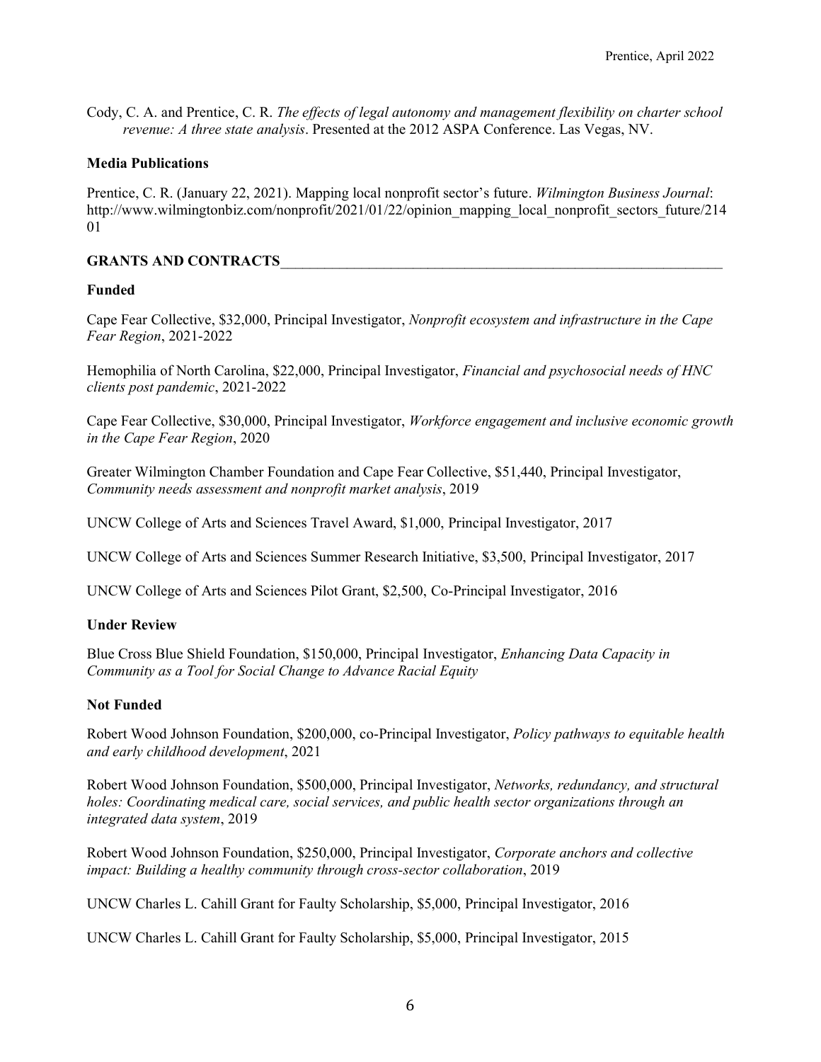Cody, C. A. and Prentice, C. R. *The effects of legal autonomy and management flexibility on charter school revenue: A three state analysis*. Presented at the 2012 ASPA Conference. Las Vegas, NV.

### Media Publications

Prentice, C. R. (January 22, 2021). Mapping local nonprofit sector's future. *Wilmington Business Journal*: http://www.wilmingtonbiz.com/nonprofit/2021/01/22/opinion_mapping_local_nonprofit_sectors_future/21401

## GRANTS AND CONTRACTS

### Funded

Cape Fear Collective, $32,000, Principal Investigator, *Nonprofit ecosystem and infrastructure in the Cape Fear Region*, 2021-2022

Hemophilia of North Carolina, $22,000, Principal Investigator, *Financial and psychosocial needs of HNC clients post pandemic*, 2021-2022

Cape Fear Collective, $30,000, Principal Investigator, *Workforce engagement and inclusive economic growth in the Cape Fear Region*, 2020

Greater Wilmington Chamber Foundation and Cape Fear Collective, $51,440, Principal Investigator, *Community needs assessment and nonprofit market analysis*, 2019

UNCW College of Arts and Sciences Travel Award, $1,000, Principal Investigator, 2017

UNCW College of Arts and Sciences Summer Research Initiative, $3,500, Principal Investigator, 2017

UNCW College of Arts and Sciences Pilot Grant, $2,500, Co-Principal Investigator, 2016

### Under Review

Blue Cross Blue Shield Foundation, $150,000, Principal Investigator, *Enhancing Data Capacity in Community as a Tool for Social Change to Advance Racial Equity*

### Not Funded

Robert Wood Johnson Foundation, $200,000, co-Principal Investigator, *Policy pathways to equitable health and early childhood development*, 2021

Robert Wood Johnson Foundation, $500,000, Principal Investigator, *Networks, redundancy, and structural holes: Coordinating medical care, social services, and public health sector organizations through an integrated data system*, 2019

Robert Wood Johnson Foundation, $250,000, Principal Investigator, *Corporate anchors and collective impact: Building a healthy community through cross-sector collaboration*, 2019

UNCW Charles L. Cahill Grant for Faulty Scholarship, $5,000, Principal Investigator, 2016

UNCW Charles L. Cahill Grant for Faulty Scholarship, $5,000, Principal Investigator, 2015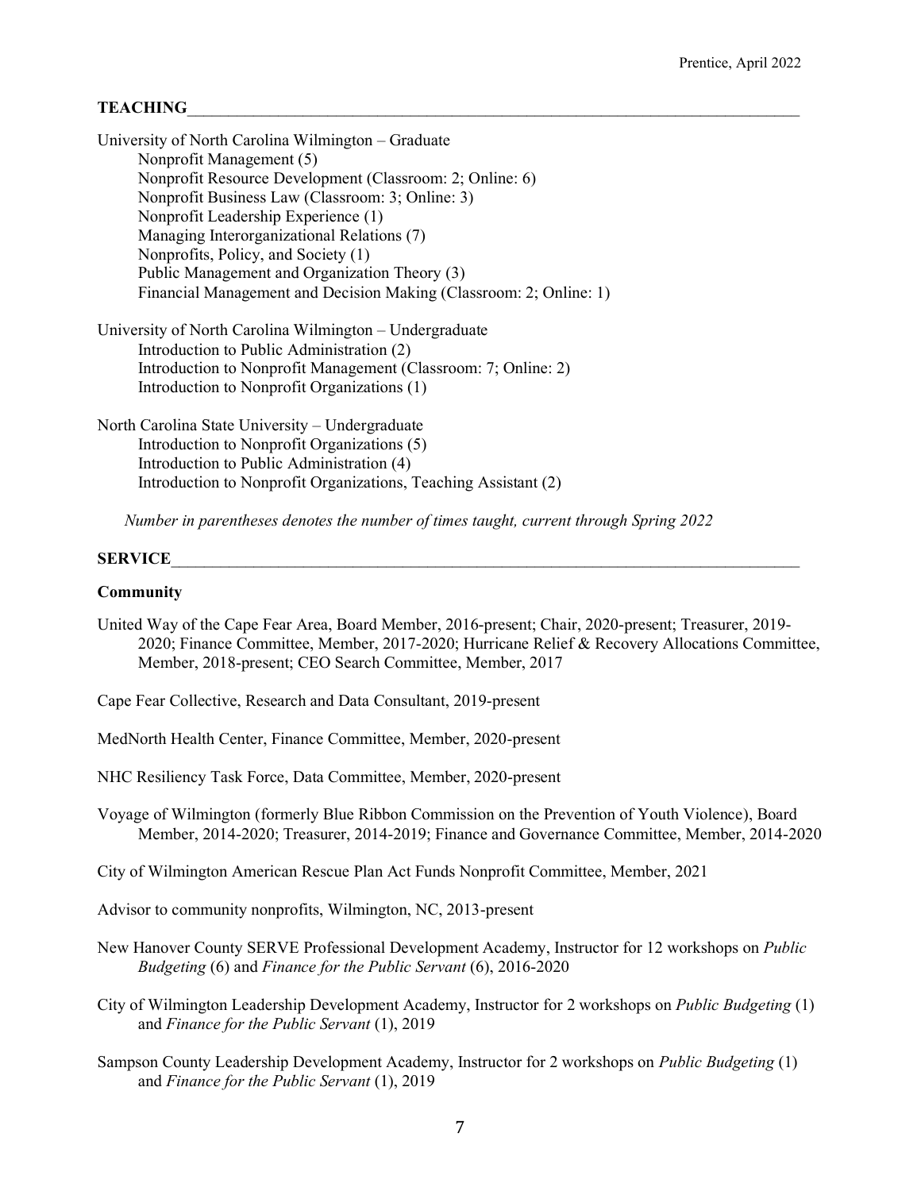## TEACHING

University of North Carolina Wilmington – Graduate
- Nonprofit Management (5)
- Nonprofit Resource Development (Classroom: 2; Online: 6)
- Nonprofit Business Law (Classroom: 3; Online: 3)
- Nonprofit Leadership Experience (1)
- Managing Interorganizational Relations (7)
- Nonprofits, Policy, and Society (1)
- Public Management and Organization Theory (3)
- Financial Management and Decision Making (Classroom: 2; Online: 1)

University of North Carolina Wilmington – Undergraduate
- Introduction to Public Administration (2)
- Introduction to Nonprofit Management (Classroom: 7; Online: 2)
- Introduction to Nonprofit Organizations (1)

North Carolina State University – Undergraduate
- Introduction to Nonprofit Organizations (5)
- Introduction to Public Administration (4)
- Introduction to Nonprofit Organizations, Teaching Assistant (2)

*Number in parentheses denotes the number of times taught, current through Spring 2022*

## SERVICE

### Community

United Way of the Cape Fear Area, Board Member, 2016-present; Chair, 2020-present; Treasurer, 2019-2020; Finance Committee, Member, 2017-2020; Hurricane Relief & Recovery Allocations Committee, Member, 2018-present; CEO Search Committee, Member, 2017

Cape Fear Collective, Research and Data Consultant, 2019-present

MedNorth Health Center, Finance Committee, Member, 2020-present

NHC Resiliency Task Force, Data Committee, Member, 2020-present

Voyage of Wilmington (formerly Blue Ribbon Commission on the Prevention of Youth Violence), Board Member, 2014-2020; Treasurer, 2014-2019; Finance and Governance Committee, Member, 2014-2020

City of Wilmington American Rescue Plan Act Funds Nonprofit Committee, Member, 2021

Advisor to community nonprofits, Wilmington, NC, 2013-present

New Hanover County SERVE Professional Development Academy, Instructor for 12 workshops on *Public Budgeting* (6) and *Finance for the Public Servant* (6), 2016-2020

City of Wilmington Leadership Development Academy, Instructor for 2 workshops on *Public Budgeting* (1) and *Finance for the Public Servant* (1), 2019

Sampson County Leadership Development Academy, Instructor for 2 workshops on *Public Budgeting* (1) and *Finance for the Public Servant* (1), 2019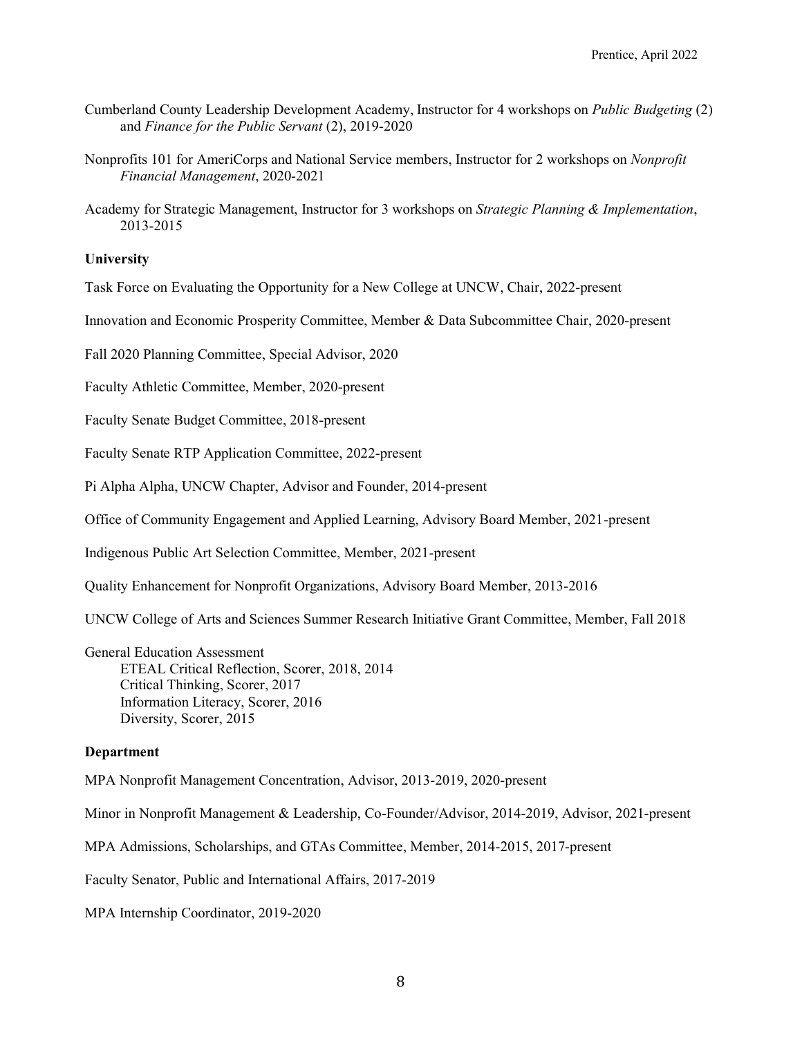Cumberland County Leadership Development Academy, Instructor for 4 workshops on *Public Budgeting* (2) and *Finance for the Public Servant* (2), 2019-2020

Nonprofits 101 for AmeriCorps and National Service members, Instructor for 2 workshops on *Nonprofit Financial Management*, 2020-2021

Academy for Strategic Management, Instructor for 3 workshops on *Strategic Planning & Implementation*, 2013-2015

**University**

Task Force on Evaluating the Opportunity for a New College at UNCW, Chair, 2022-present

Innovation and Economic Prosperity Committee, Member & Data Subcommittee Chair, 2020-present

Fall 2020 Planning Committee, Special Advisor, 2020

Faculty Athletic Committee, Member, 2020-present

Faculty Senate Budget Committee, 2018-present

Faculty Senate RTP Application Committee, 2022-present

Pi Alpha Alpha, UNCW Chapter, Advisor and Founder, 2014-present

Office of Community Engagement and Applied Learning, Advisory Board Member, 2021-present

Indigenous Public Art Selection Committee, Member, 2021-present

Quality Enhancement for Nonprofit Organizations, Advisory Board Member, 2013-2016

UNCW College of Arts and Sciences Summer Research Initiative Grant Committee, Member, Fall 2018

General Education Assessment
- ETEAL Critical Reflection, Scorer, 2018, 2014
- Critical Thinking, Scorer, 2017
- Information Literacy, Scorer, 2016
- Diversity, Scorer, 2015

**Department**

MPA Nonprofit Management Concentration, Advisor, 2013-2019, 2020-present

Minor in Nonprofit Management & Leadership, Co-Founder/Advisor, 2014-2019, Advisor, 2021-present

MPA Admissions, Scholarships, and GTAs Committee, Member, 2014-2015, 2017-present

Faculty Senator, Public and International Affairs, 2017-2019

MPA Internship Coordinator, 2019-2020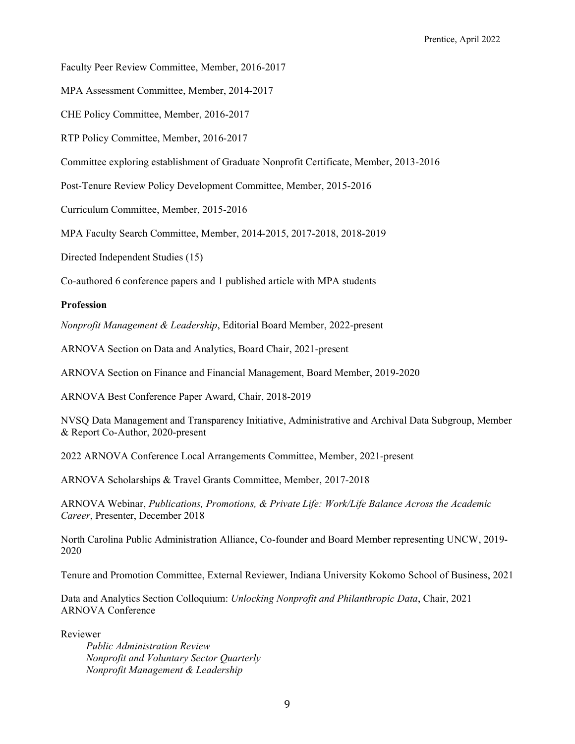Faculty Peer Review Committee, Member, 2016-2017

MPA Assessment Committee, Member, 2014-2017

CHE Policy Committee, Member, 2016-2017

RTP Policy Committee, Member, 2016-2017

Committee exploring establishment of Graduate Nonprofit Certificate, Member, 2013-2016

Post-Tenure Review Policy Development Committee, Member, 2015-2016

Curriculum Committee, Member, 2015-2016

MPA Faculty Search Committee, Member, 2014-2015, 2017-2018, 2018-2019

Directed Independent Studies (15)

Co-authored 6 conference papers and 1 published article with MPA students

**Profession**

*Nonprofit Management & Leadership*, Editorial Board Member, 2022-present

ARNOVA Section on Data and Analytics, Board Chair, 2021-present

ARNOVA Section on Finance and Financial Management, Board Member, 2019-2020

ARNOVA Best Conference Paper Award, Chair, 2018-2019

NVSQ Data Management and Transparency Initiative, Administrative and Archival Data Subgroup, Member & Report Co-Author, 2020-present

2022 ARNOVA Conference Local Arrangements Committee, Member, 2021-present

ARNOVA Scholarships & Travel Grants Committee, Member, 2017-2018

ARNOVA Webinar, *Publications, Promotions, & Private Life: Work/Life Balance Across the Academic Career*, Presenter, December 2018

North Carolina Public Administration Alliance, Co-founder and Board Member representing UNCW, 2019-2020

Tenure and Promotion Committee, External Reviewer, Indiana University Kokomo School of Business, 2021

Data and Analytics Section Colloquium: *Unlocking Nonprofit and Philanthropic Data*, Chair, 2021 ARNOVA Conference

Reviewer

- *Public Administration Review*
- *Nonprofit and Voluntary Sector Quarterly*
- *Nonprofit Management & Leadership*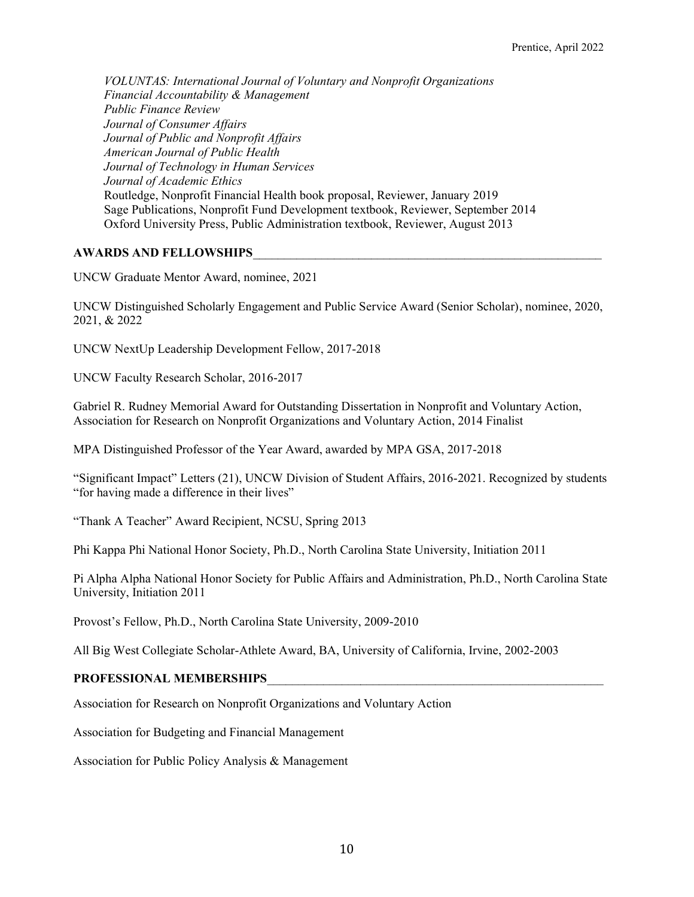*VOLUNTAS: International Journal of Voluntary and Nonprofit Organizations*
*Financial Accountability & Management*
*Public Finance Review*
*Journal of Consumer Affairs*
*Journal of Public and Nonprofit Affairs*
*American Journal of Public Health*
*Journal of Technology in Human Services*
*Journal of Academic Ethics*
Routledge, Nonprofit Financial Health book proposal, Reviewer, January 2019
Sage Publications, Nonprofit Fund Development textbook, Reviewer, September 2014
Oxford University Press, Public Administration textbook, Reviewer, August 2013

## AWARDS AND FELLOWSHIPS

UNCW Graduate Mentor Award, nominee, 2021

UNCW Distinguished Scholarly Engagement and Public Service Award (Senior Scholar), nominee, 2020, 2021, & 2022

UNCW NextUp Leadership Development Fellow, 2017-2018

UNCW Faculty Research Scholar, 2016-2017

Gabriel R. Rudney Memorial Award for Outstanding Dissertation in Nonprofit and Voluntary Action, Association for Research on Nonprofit Organizations and Voluntary Action, 2014 Finalist

MPA Distinguished Professor of the Year Award, awarded by MPA GSA, 2017-2018

"Significant Impact" Letters (21), UNCW Division of Student Affairs, 2016-2021. Recognized by students "for having made a difference in their lives"

"Thank A Teacher" Award Recipient, NCSU, Spring 2013

Phi Kappa Phi National Honor Society, Ph.D., North Carolina State University, Initiation 2011

Pi Alpha Alpha National Honor Society for Public Affairs and Administration, Ph.D., North Carolina State University, Initiation 2011

Provost's Fellow, Ph.D., North Carolina State University, 2009-2010

All Big West Collegiate Scholar-Athlete Award, BA, University of California, Irvine, 2002-2003

## PROFESSIONAL MEMBERSHIPS

Association for Research on Nonprofit Organizations and Voluntary Action

Association for Budgeting and Financial Management

Association for Public Policy Analysis & Management